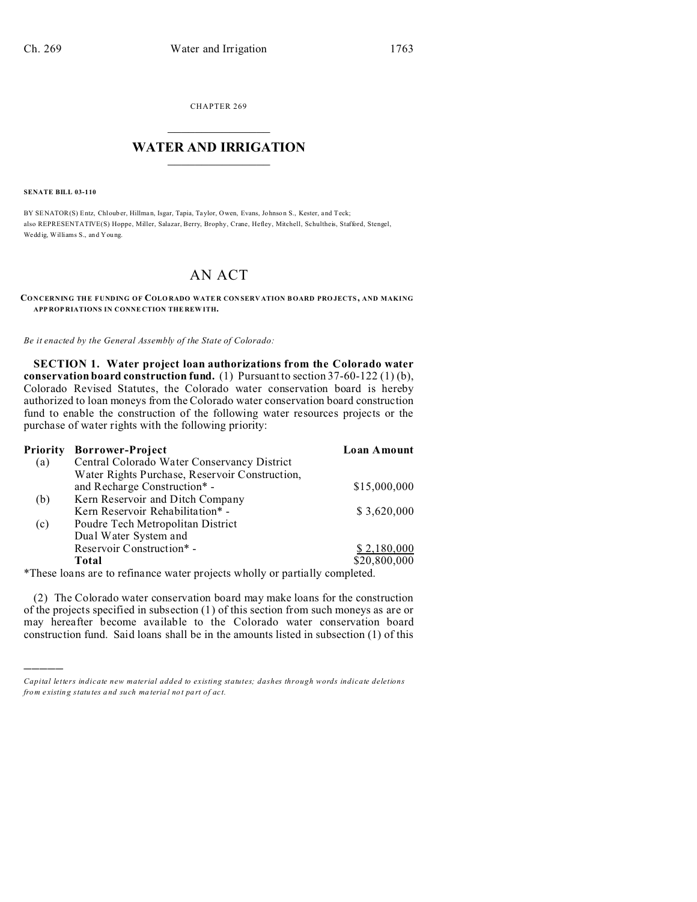CHAPTER 269

# WATER AND IRRIGATION

**SENATE BILL 03-110**

BY SENATOR(S) Entz, Chlouber, Hillman, Isgar, Tapia, Taylor, Owen, Evans, Johnson S., Kester, and Teck;
also REPRESENTATIVE(S) Hoppe, Miller, Salazar, Berry, Brophy, Crane, Hefley, Mitchell, Schultheis, Stafford, Stengel, Weddig, Williams S., and Young.

## AN ACT

**CONCERNING THE FUNDING OF COLORADO WATER CONSERVATION BOARD PROJECTS, AND MAKING APPROPRIATIONS IN CONNECTION THEREWITH.**

*Be it enacted by the General Assembly of the State of Colorado:*

**SECTION 1. Water project loan authorizations from the Colorado water conservation board construction fund.** (1) Pursuant to section 37-60-122 (1) (b), Colorado Revised Statutes, the Colorado water conservation board is hereby authorized to loan moneys from the Colorado water conservation board construction fund to enable the construction of the following water resources projects or the purchase of water rights with the following priority:

| Priority | Borrower-Project | Loan Amount |
|---|---|---|
| (a) | Central Colorado Water Conservancy District Water Rights Purchase, Reservoir Construction, and Recharge Construction* - | $15,000,000 |
| (b) | Kern Reservoir and Ditch Company Kern Reservoir Rehabilitation* - | $ 3,620,000 |
| (c) | Poudre Tech Metropolitan District Dual Water System and Reservoir Construction* - | $ 2,180,000 |
| | **Total** | $20,800,000 |

*These loans are to refinance water projects wholly or partially completed.

(2) The Colorado water conservation board may make loans for the construction of the projects specified in subsection (1) of this section from such moneys as are or may hereafter become available to the Colorado water conservation board construction fund. Said loans shall be in the amounts listed in subsection (1) of this

---

*Capital letters indicate new material added to existing statutes; dashes through words indicate deletions from existing statutes and such material not part of act.*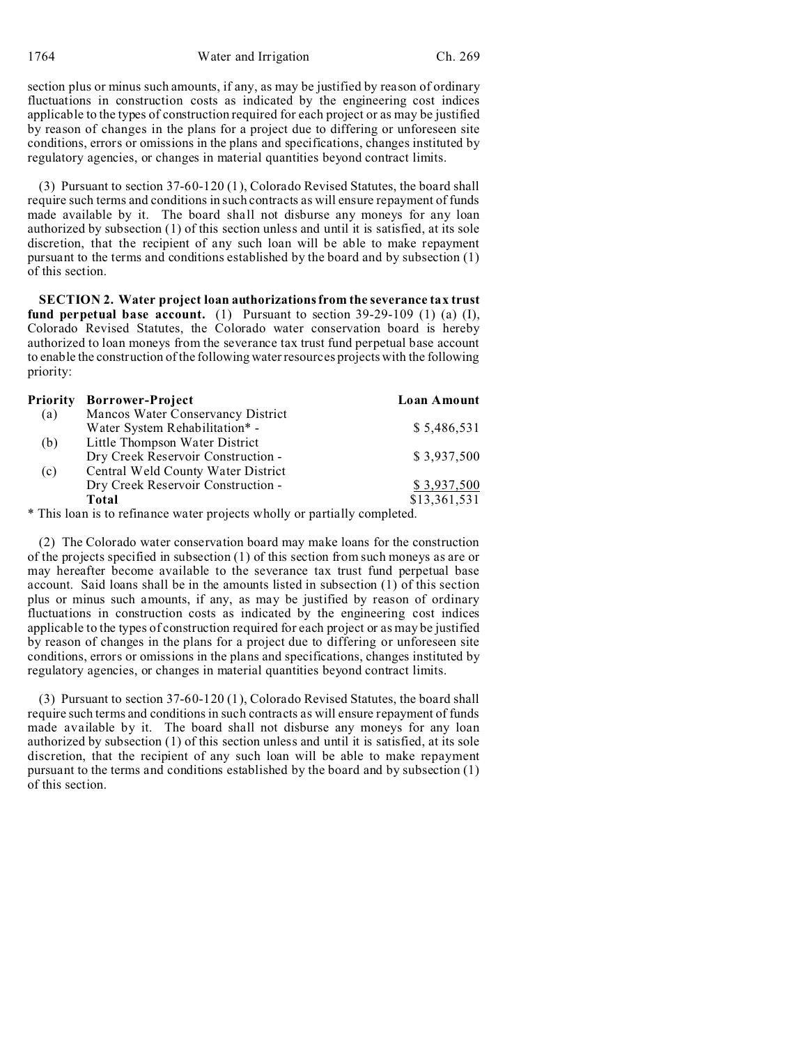section plus or minus such amounts, if any, as may be justified by reason of ordinary fluctuations in construction costs as indicated by the engineering cost indices applicable to the types of construction required for each project or as may be justified by reason of changes in the plans for a project due to differing or unforeseen site conditions, errors or omissions in the plans and specifications, changes instituted by regulatory agencies, or changes in material quantities beyond contract limits.

(3) Pursuant to section 37-60-120 (1), Colorado Revised Statutes, the board shall require such terms and conditions in such contracts as will ensure repayment of funds made available by it. The board shall not disburse any moneys for any loan authorized by subsection (1) of this section unless and until it is satisfied, at its sole discretion, that the recipient of any such loan will be able to make repayment pursuant to the terms and conditions established by the board and by subsection (1) of this section.

**SECTION 2. Water project loan authorizations from the severance tax trust fund perpetual base account.** (1) Pursuant to section 39-29-109 (1) (a) (I), Colorado Revised Statutes, the Colorado water conservation board is hereby authorized to loan moneys from the severance tax trust fund perpetual base account to enable the construction of the following water resources projects with the following priority:

| Priority | Borrower-Project | Loan Amount |
|---|---|---|
| (a) | Mancos Water Conservancy District Water System Rehabilitation* - | $ 5,486,531 |
| (b) | Little Thompson Water District Dry Creek Reservoir Construction - | $ 3,937,500 |
| (c) | Central Weld County Water District Dry Creek Reservoir Construction - | $ 3,937,500 |
| | **Total** | $13,361,531 |

\* This loan is to refinance water projects wholly or partially completed.

(2) The Colorado water conservation board may make loans for the construction of the projects specified in subsection (1) of this section from such moneys as are or may hereafter become available to the severance tax trust fund perpetual base account. Said loans shall be in the amounts listed in subsection (1) of this section plus or minus such amounts, if any, as may be justified by reason of ordinary fluctuations in construction costs as indicated by the engineering cost indices applicable to the types of construction required for each project or as may be justified by reason of changes in the plans for a project due to differing or unforeseen site conditions, errors or omissions in the plans and specifications, changes instituted by regulatory agencies, or changes in material quantities beyond contract limits.

(3) Pursuant to section 37-60-120 (1), Colorado Revised Statutes, the board shall require such terms and conditions in such contracts as will ensure repayment of funds made available by it. The board shall not disburse any moneys for any loan authorized by subsection (1) of this section unless and until it is satisfied, at its sole discretion, that the recipient of any such loan will be able to make repayment pursuant to the terms and conditions established by the board and by subsection (1) of this section.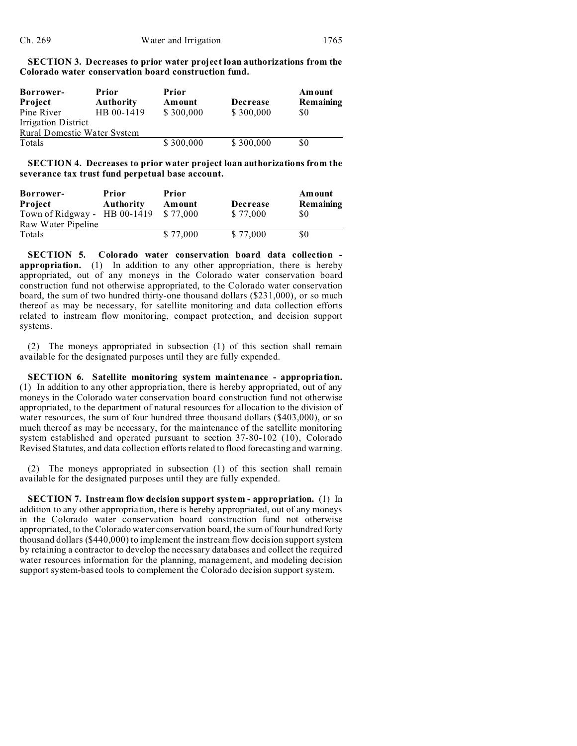**SECTION 3. Decreases to prior water project loan authorizations from the Colorado water conservation board construction fund.**

| Borrower-Project | Prior Authority | Prior Amount | Decrease | Amount Remaining |
|---|---|---|---|---|
| Pine River Irrigation District Rural Domestic Water System | HB 00-1419 | $ 300,000 | $ 300,000 | $0 |
| Totals | | $ 300,000 | $ 300,000 | $0 |

**SECTION 4. Decreases to prior water project loan authorizations from the severance tax trust fund perpetual base account.**

| Borrower-Project | Prior Authority | Prior Amount | Decrease | Amount Remaining |
|---|---|---|---|---|
| Town of Ridgway - Raw Water Pipeline | HB 00-1419 | $ 77,000 | $ 77,000 | $0 |
| Totals | | $ 77,000 | $ 77,000 | $0 |

**SECTION 5. Colorado water conservation board data collection - appropriation.** (1) In addition to any other appropriation, there is hereby appropriated, out of any moneys in the Colorado water conservation board construction fund not otherwise appropriated, to the Colorado water conservation board, the sum of two hundred thirty-one thousand dollars ($231,000), or so much thereof as may be necessary, for satellite monitoring and data collection efforts related to instream flow monitoring, compact protection, and decision support systems.

(2) The moneys appropriated in subsection (1) of this section shall remain available for the designated purposes until they are fully expended.

**SECTION 6. Satellite monitoring system maintenance - appropriation.** (1) In addition to any other appropriation, there is hereby appropriated, out of any moneys in the Colorado water conservation board construction fund not otherwise appropriated, to the department of natural resources for allocation to the division of water resources, the sum of four hundred three thousand dollars ($403,000), or so much thereof as may be necessary, for the maintenance of the satellite monitoring system established and operated pursuant to section 37-80-102 (10), Colorado Revised Statutes, and data collection efforts related to flood forecasting and warning.

(2) The moneys appropriated in subsection (1) of this section shall remain available for the designated purposes until they are fully expended.

**SECTION 7. Instream flow decision support system - appropriation.** (1) In addition to any other appropriation, there is hereby appropriated, out of any moneys in the Colorado water conservation board construction fund not otherwise appropriated, to the Colorado water conservation board, the sum of four hundred forty thousand dollars ($440,000) to implement the instream flow decision support system by retaining a contractor to develop the necessary databases and collect the required water resources information for the planning, management, and modeling decision support system-based tools to complement the Colorado decision support system.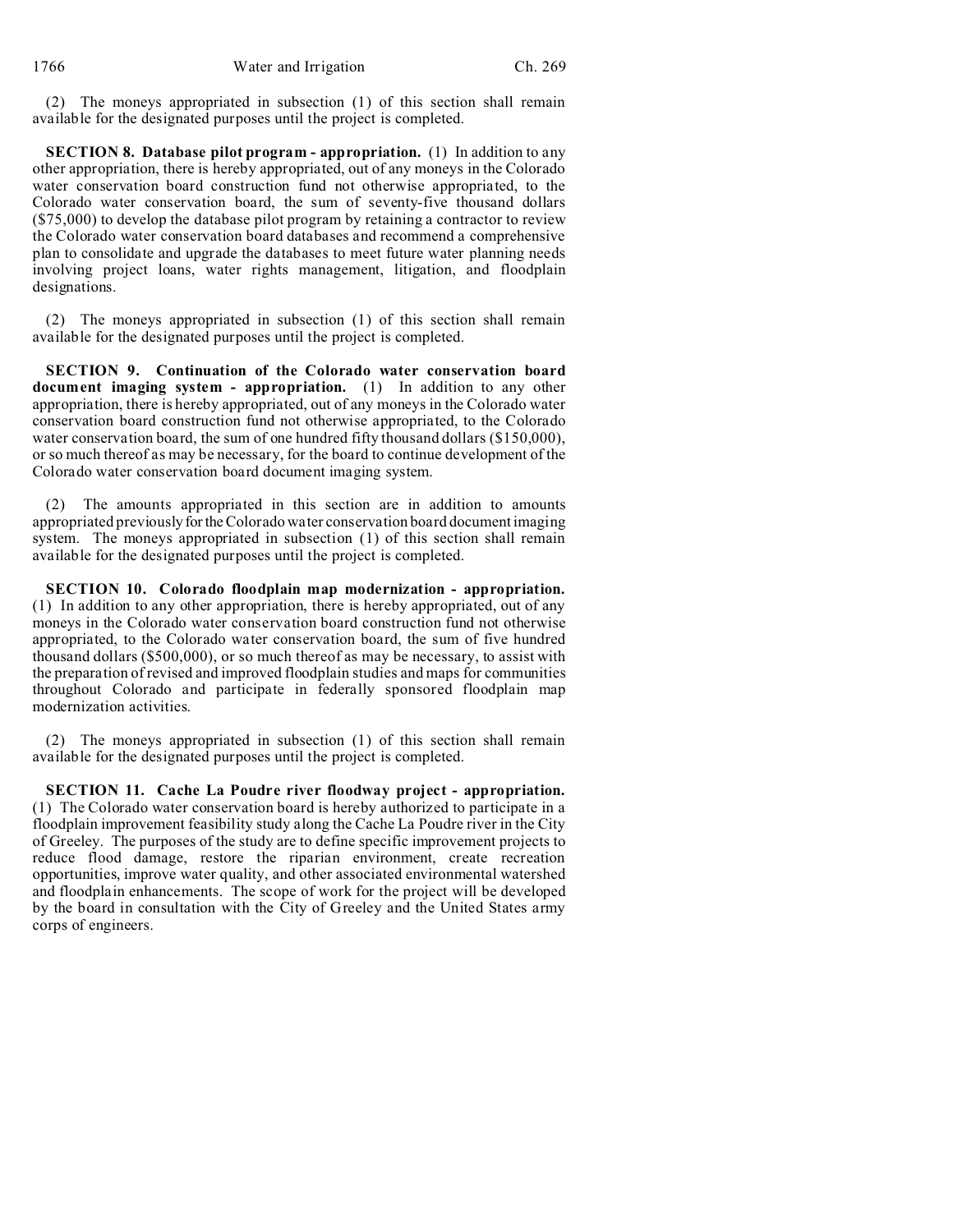(2) The moneys appropriated in subsection (1) of this section shall remain available for the designated purposes until the project is completed.

**SECTION 8. Database pilot program - appropriation.** (1) In addition to any other appropriation, there is hereby appropriated, out of any moneys in the Colorado water conservation board construction fund not otherwise appropriated, to the Colorado water conservation board, the sum of seventy-five thousand dollars ($75,000) to develop the database pilot program by retaining a contractor to review the Colorado water conservation board databases and recommend a comprehensive plan to consolidate and upgrade the databases to meet future water planning needs involving project loans, water rights management, litigation, and floodplain designations.

(2) The moneys appropriated in subsection (1) of this section shall remain available for the designated purposes until the project is completed.

**SECTION 9. Continuation of the Colorado water conservation board document imaging system - appropriation.** (1) In addition to any other appropriation, there is hereby appropriated, out of any moneys in the Colorado water conservation board construction fund not otherwise appropriated, to the Colorado water conservation board, the sum of one hundred fifty thousand dollars ($150,000), or so much thereof as may be necessary, for the board to continue development of the Colorado water conservation board document imaging system.

(2) The amounts appropriated in this section are in addition to amounts appropriated previously for the Colorado water conservation board document imaging system. The moneys appropriated in subsection (1) of this section shall remain available for the designated purposes until the project is completed.

**SECTION 10. Colorado floodplain map modernization - appropriation.** (1) In addition to any other appropriation, there is hereby appropriated, out of any moneys in the Colorado water conservation board construction fund not otherwise appropriated, to the Colorado water conservation board, the sum of five hundred thousand dollars ($500,000), or so much thereof as may be necessary, to assist with the preparation of revised and improved floodplain studies and maps for communities throughout Colorado and participate in federally sponsored floodplain map modernization activities.

(2) The moneys appropriated in subsection (1) of this section shall remain available for the designated purposes until the project is completed.

**SECTION 11. Cache La Poudre river floodway project - appropriation.** (1) The Colorado water conservation board is hereby authorized to participate in a floodplain improvement feasibility study along the Cache La Poudre river in the City of Greeley. The purposes of the study are to define specific improvement projects to reduce flood damage, restore the riparian environment, create recreation opportunities, improve water quality, and other associated environmental watershed and floodplain enhancements. The scope of work for the project will be developed by the board in consultation with the City of Greeley and the United States army corps of engineers.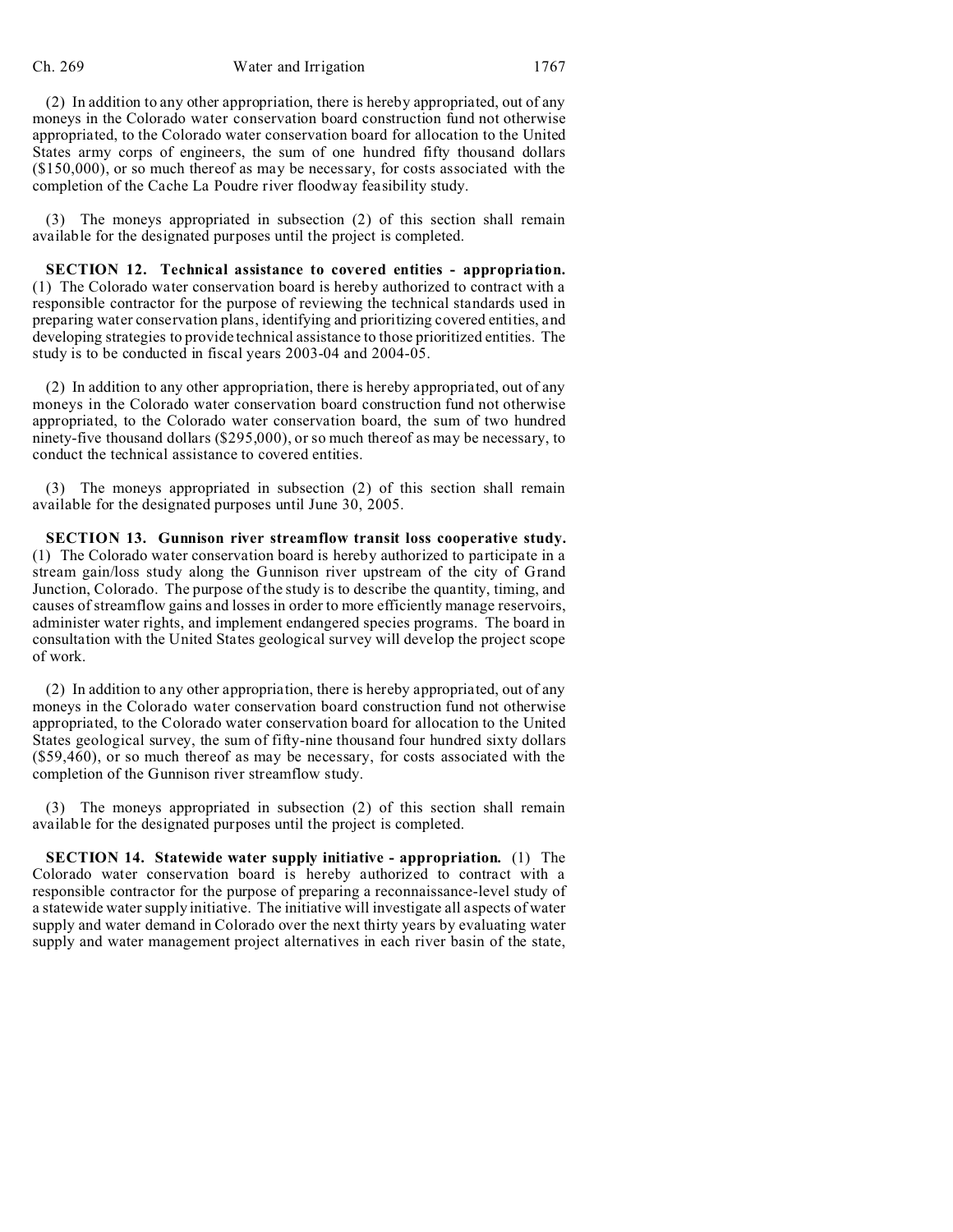(2) In addition to any other appropriation, there is hereby appropriated, out of any moneys in the Colorado water conservation board construction fund not otherwise appropriated, to the Colorado water conservation board for allocation to the United States army corps of engineers, the sum of one hundred fifty thousand dollars ($150,000), or so much thereof as may be necessary, for costs associated with the completion of the Cache La Poudre river floodway feasibility study.

(3) The moneys appropriated in subsection (2) of this section shall remain available for the designated purposes until the project is completed.

**SECTION 12. Technical assistance to covered entities - appropriation.** (1) The Colorado water conservation board is hereby authorized to contract with a responsible contractor for the purpose of reviewing the technical standards used in preparing water conservation plans, identifying and prioritizing covered entities, and developing strategies to provide technical assistance to those prioritized entities. The study is to be conducted in fiscal years 2003-04 and 2004-05.

(2) In addition to any other appropriation, there is hereby appropriated, out of any moneys in the Colorado water conservation board construction fund not otherwise appropriated, to the Colorado water conservation board, the sum of two hundred ninety-five thousand dollars ($295,000), or so much thereof as may be necessary, to conduct the technical assistance to covered entities.

(3) The moneys appropriated in subsection (2) of this section shall remain available for the designated purposes until June 30, 2005.

**SECTION 13. Gunnison river streamflow transit loss cooperative study.** (1) The Colorado water conservation board is hereby authorized to participate in a stream gain/loss study along the Gunnison river upstream of the city of Grand Junction, Colorado. The purpose of the study is to describe the quantity, timing, and causes of streamflow gains and losses in order to more efficiently manage reservoirs, administer water rights, and implement endangered species programs. The board in consultation with the United States geological survey will develop the project scope of work.

(2) In addition to any other appropriation, there is hereby appropriated, out of any moneys in the Colorado water conservation board construction fund not otherwise appropriated, to the Colorado water conservation board for allocation to the United States geological survey, the sum of fifty-nine thousand four hundred sixty dollars ($59,460), or so much thereof as may be necessary, for costs associated with the completion of the Gunnison river streamflow study.

(3) The moneys appropriated in subsection (2) of this section shall remain available for the designated purposes until the project is completed.

**SECTION 14. Statewide water supply initiative - appropriation.** (1) The Colorado water conservation board is hereby authorized to contract with a responsible contractor for the purpose of preparing a reconnaissance-level study of a statewide water supply initiative. The initiative will investigate all aspects of water supply and water demand in Colorado over the next thirty years by evaluating water supply and water management project alternatives in each river basin of the state,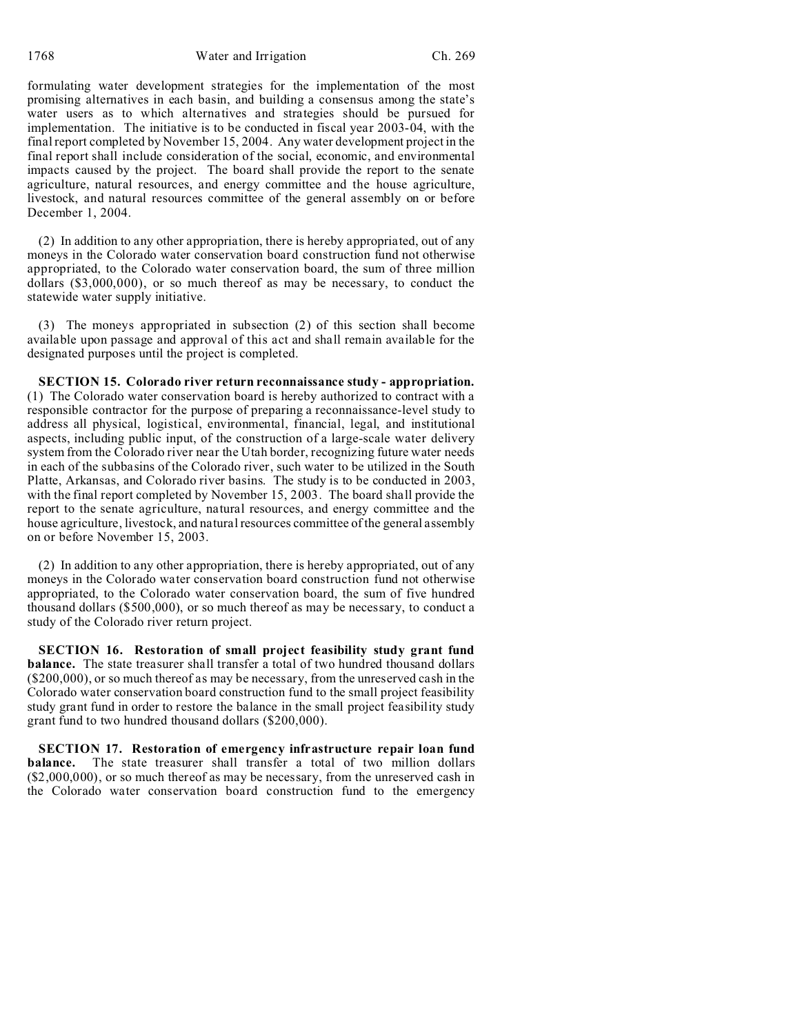formulating water development strategies for the implementation of the most promising alternatives in each basin, and building a consensus among the state's water users as to which alternatives and strategies should be pursued for implementation. The initiative is to be conducted in fiscal year 2003-04, with the final report completed by November 15, 2004. Any water development project in the final report shall include consideration of the social, economic, and environmental impacts caused by the project. The board shall provide the report to the senate agriculture, natural resources, and energy committee and the house agriculture, livestock, and natural resources committee of the general assembly on or before December 1, 2004.

(2) In addition to any other appropriation, there is hereby appropriated, out of any moneys in the Colorado water conservation board construction fund not otherwise appropriated, to the Colorado water conservation board, the sum of three million dollars ($3,000,000), or so much thereof as may be necessary, to conduct the statewide water supply initiative.

(3) The moneys appropriated in subsection (2) of this section shall become available upon passage and approval of this act and shall remain available for the designated purposes until the project is completed.

**SECTION 15. Colorado river return reconnaissance study - appropriation.** (1) The Colorado water conservation board is hereby authorized to contract with a responsible contractor for the purpose of preparing a reconnaissance-level study to address all physical, logistical, environmental, financial, legal, and institutional aspects, including public input, of the construction of a large-scale water delivery system from the Colorado river near the Utah border, recognizing future water needs in each of the subbasins of the Colorado river, such water to be utilized in the South Platte, Arkansas, and Colorado river basins. The study is to be conducted in 2003, with the final report completed by November 15, 2003. The board shall provide the report to the senate agriculture, natural resources, and energy committee and the house agriculture, livestock, and natural resources committee of the general assembly on or before November 15, 2003.

(2) In addition to any other appropriation, there is hereby appropriated, out of any moneys in the Colorado water conservation board construction fund not otherwise appropriated, to the Colorado water conservation board, the sum of five hundred thousand dollars ($500,000), or so much thereof as may be necessary, to conduct a study of the Colorado river return project.

**SECTION 16. Restoration of small project feasibility study grant fund balance.** The state treasurer shall transfer a total of two hundred thousand dollars ($200,000), or so much thereof as may be necessary, from the unreserved cash in the Colorado water conservation board construction fund to the small project feasibility study grant fund in order to restore the balance in the small project feasibility study grant fund to two hundred thousand dollars ($200,000).

**SECTION 17. Restoration of emergency infrastructure repair loan fund balance.** The state treasurer shall transfer a total of two million dollars ($2,000,000), or so much thereof as may be necessary, from the unreserved cash in the Colorado water conservation board construction fund to the emergency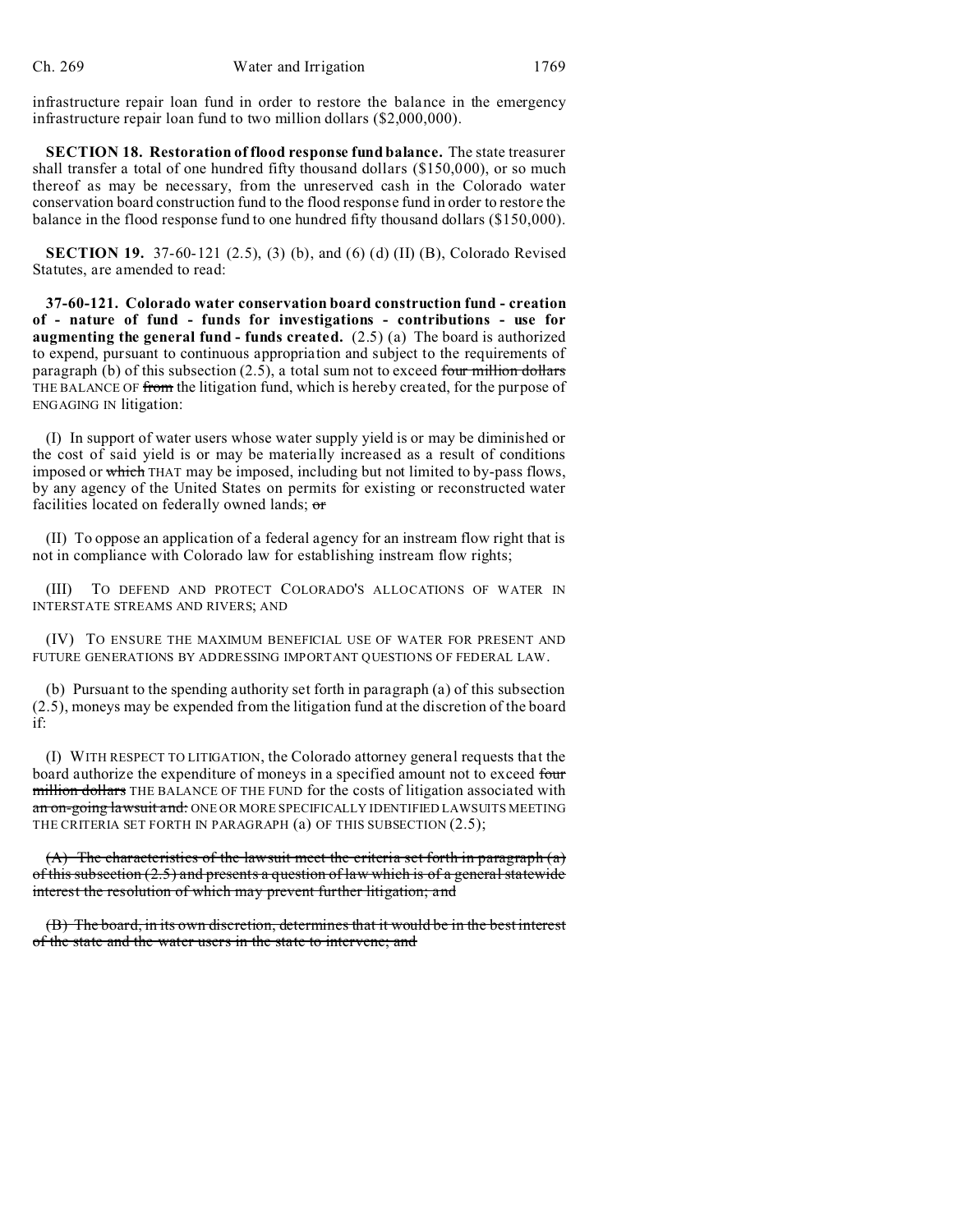infrastructure repair loan fund in order to restore the balance in the emergency infrastructure repair loan fund to two million dollars ($2,000,000).

**SECTION 18. Restoration of flood response fund balance.** The state treasurer shall transfer a total of one hundred fifty thousand dollars ($150,000), or so much thereof as may be necessary, from the unreserved cash in the Colorado water conservation board construction fund to the flood response fund in order to restore the balance in the flood response fund to one hundred fifty thousand dollars ($150,000).

**SECTION 19.** 37-60-121 (2.5), (3) (b), and (6) (d) (II) (B), Colorado Revised Statutes, are amended to read:

**37-60-121. Colorado water conservation board construction fund - creation of - nature of fund - funds for investigations - contributions - use for augmenting the general fund - funds created.** (2.5) (a) The board is authorized to expend, pursuant to continuous appropriation and subject to the requirements of paragraph (b) of this subsection (2.5), a total sum not to exceed ~~four million dollars~~ THE BALANCE OF ~~from~~ the litigation fund, which is hereby created, for the purpose of ENGAGING IN litigation:

(I) In support of water users whose water supply yield is or may be diminished or the cost of said yield is or may be materially increased as a result of conditions imposed or ~~which~~ THAT may be imposed, including but not limited to by-pass flows, by any agency of the United States on permits for existing or reconstructed water facilities located on federally owned lands; ~~or~~

(II) To oppose an application of a federal agency for an instream flow right that is not in compliance with Colorado law for establishing instream flow rights;

(III) TO DEFEND AND PROTECT COLORADO'S ALLOCATIONS OF WATER IN INTERSTATE STREAMS AND RIVERS; AND

(IV) TO ENSURE THE MAXIMUM BENEFICIAL USE OF WATER FOR PRESENT AND FUTURE GENERATIONS BY ADDRESSING IMPORTANT QUESTIONS OF FEDERAL LAW.

(b) Pursuant to the spending authority set forth in paragraph (a) of this subsection (2.5), moneys may be expended from the litigation fund at the discretion of the board if:

(I) WITH RESPECT TO LITIGATION, the Colorado attorney general requests that the board authorize the expenditure of moneys in a specified amount not to exceed ~~four million dollars~~ THE BALANCE OF THE FUND for the costs of litigation associated with ~~an on-going lawsuit and:~~ ONE OR MORE SPECIFICALLY IDENTIFIED LAWSUITS MEETING THE CRITERIA SET FORTH IN PARAGRAPH (a) OF THIS SUBSECTION (2.5);

~~(A) The characteristics of the lawsuit meet the criteria set forth in paragraph (a) of this subsection (2.5) and presents a question of law which is of a general statewide interest the resolution of which may prevent further litigation; and~~

~~(B) The board, in its own discretion, determines that it would be in the best interest of the state and the water users in the state to intervene; and~~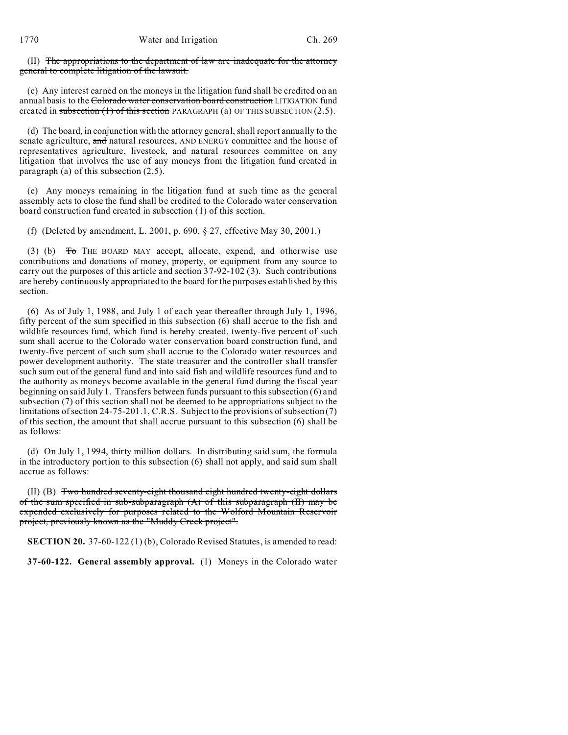(II) ~~The appropriations to the department of law are inadequate for the attorney general to complete litigation of the lawsuit.~~

(c) Any interest earned on the moneys in the litigation fund shall be credited on an annual basis to the ~~Colorado water conservation board construction~~ LITIGATION fund created in ~~subsection (1) of this section~~ PARAGRAPH (a) OF THIS SUBSECTION (2.5).

(d) The board, in conjunction with the attorney general, shall report annually to the senate agriculture, ~~and~~ natural resources, AND ENERGY committee and the house of representatives agriculture, livestock, and natural resources committee on any litigation that involves the use of any moneys from the litigation fund created in paragraph (a) of this subsection (2.5).

(e) Any moneys remaining in the litigation fund at such time as the general assembly acts to close the fund shall be credited to the Colorado water conservation board construction fund created in subsection (1) of this section.

(f) (Deleted by amendment, L. 2001, p. 690, § 27, effective May 30, 2001.)

(3) (b) ~~To~~ THE BOARD MAY accept, allocate, expend, and otherwise use contributions and donations of money, property, or equipment from any source to carry out the purposes of this article and section 37-92-102 (3). Such contributions are hereby continuously appropriated to the board for the purposes established by this section.

(6) As of July 1, 1988, and July 1 of each year thereafter through July 1, 1996, fifty percent of the sum specified in this subsection (6) shall accrue to the fish and wildlife resources fund, which fund is hereby created, twenty-five percent of such sum shall accrue to the Colorado water conservation board construction fund, and twenty-five percent of such sum shall accrue to the Colorado water resources and power development authority. The state treasurer and the controller shall transfer such sum out of the general fund and into said fish and wildlife resources fund and to the authority as moneys become available in the general fund during the fiscal year beginning on said July 1. Transfers between funds pursuant to this subsection (6) and subsection (7) of this section shall not be deemed to be appropriations subject to the limitations of section 24-75-201.1, C.R.S. Subject to the provisions of subsection (7) of this section, the amount that shall accrue pursuant to this subsection (6) shall be as follows:

(d) On July 1, 1994, thirty million dollars. In distributing said sum, the formula in the introductory portion to this subsection (6) shall not apply, and said sum shall accrue as follows:

(II) (B) ~~Two hundred seventy-eight thousand eight hundred twenty-eight dollars of the sum specified in sub-subparagraph (A) of this subparagraph (II) may be expended exclusively for purposes related to the Wolford Mountain Reservoir project, previously known as the "Muddy Creek project".~~

**SECTION 20.** 37-60-122 (1) (b), Colorado Revised Statutes, is amended to read:

**37-60-122. General assembly approval.** (1) Moneys in the Colorado water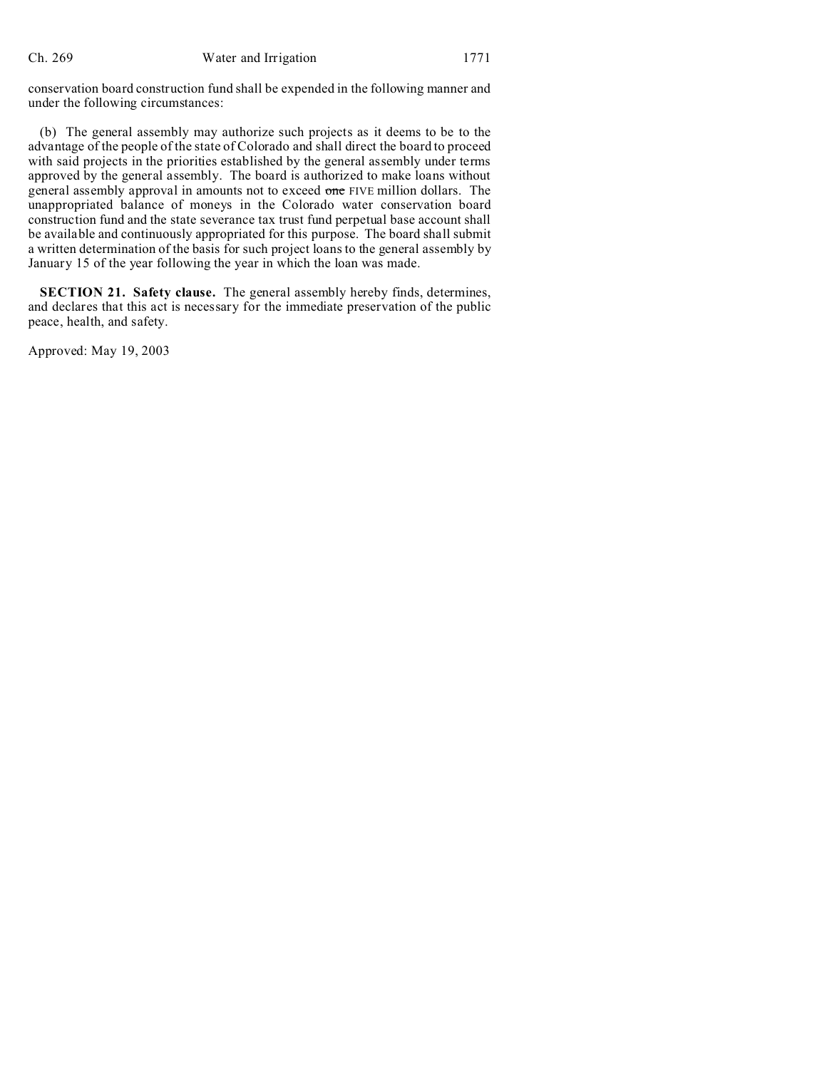conservation board construction fund shall be expended in the following manner and under the following circumstances:

(b) The general assembly may authorize such projects as it deems to be to the advantage of the people of the state of Colorado and shall direct the board to proceed with said projects in the priorities established by the general assembly under terms approved by the general assembly. The board is authorized to make loans without general assembly approval in amounts not to exceed ~~one~~ FIVE million dollars. The unappropriated balance of moneys in the Colorado water conservation board construction fund and the state severance tax trust fund perpetual base account shall be available and continuously appropriated for this purpose. The board shall submit a written determination of the basis for such project loans to the general assembly by January 15 of the year following the year in which the loan was made.

**SECTION 21. Safety clause.** The general assembly hereby finds, determines, and declares that this act is necessary for the immediate preservation of the public peace, health, and safety.

Approved: May 19, 2003